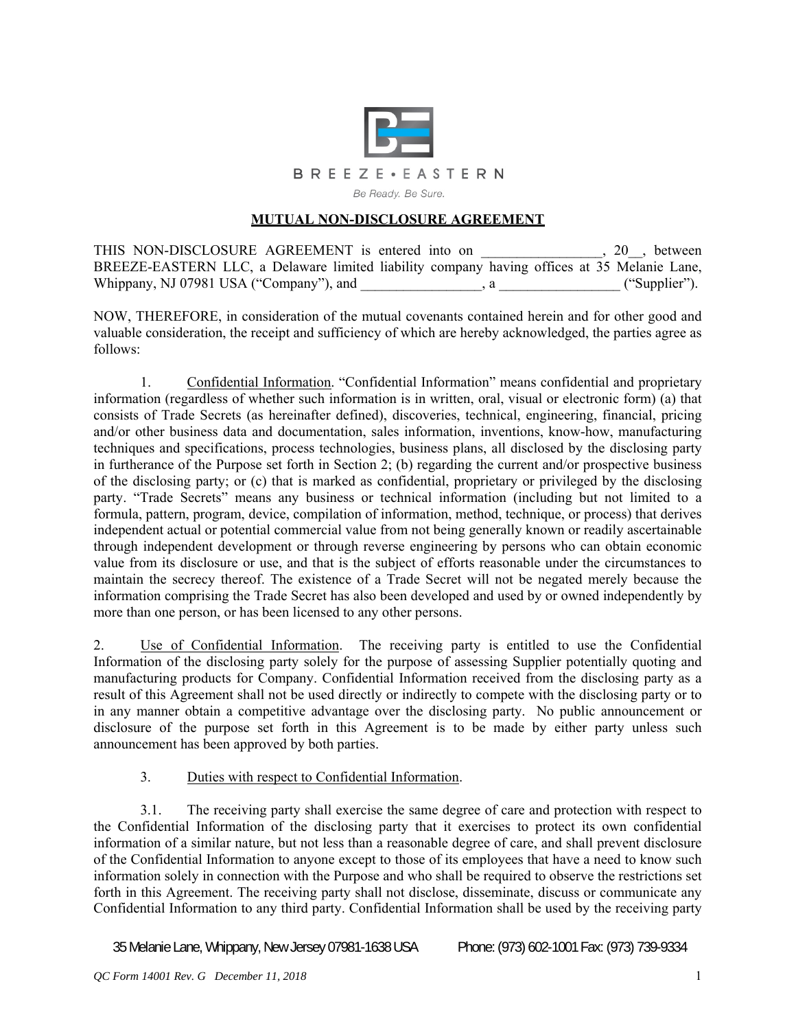BREEZE • EASTERN

*Be Ready. Be Sure.*

# MUTUAL NON-DISCLOSURE AGREEMENT

THIS NON-DISCLOSURE AGREEMENT is entered into on _________________, 20__, between BREEZE-EASTERN LLC, a Delaware limited liability company having offices at 35 Melanie Lane, Whippany, NJ 07981 USA ("Company"), and _________________, a _________________ ("Supplier").

NOW, THEREFORE, in consideration of the mutual covenants contained herein and for other good and valuable consideration, the receipt and sufficiency of which are hereby acknowledged, the parties agree as follows:

1. Confidential Information. "Confidential Information" means confidential and proprietary information (regardless of whether such information is in written, oral, visual or electronic form) (a) that consists of Trade Secrets (as hereinafter defined), discoveries, technical, engineering, financial, pricing and/or other business data and documentation, sales information, inventions, know-how, manufacturing techniques and specifications, process technologies, business plans, all disclosed by the disclosing party in furtherance of the Purpose set forth in Section 2; (b) regarding the current and/or prospective business of the disclosing party; or (c) that is marked as confidential, proprietary or privileged by the disclosing party. "Trade Secrets" means any business or technical information (including but not limited to a formula, pattern, program, device, compilation of information, method, technique, or process) that derives independent actual or potential commercial value from not being generally known or readily ascertainable through independent development or through reverse engineering by persons who can obtain economic value from its disclosure or use, and that is the subject of efforts reasonable under the circumstances to maintain the secrecy thereof. The existence of a Trade Secret will not be negated merely because the information comprising the Trade Secret has also been developed and used by or owned independently by more than one person, or has been licensed to any other persons.

2. Use of Confidential Information. The receiving party is entitled to use the Confidential Information of the disclosing party solely for the purpose of assessing Supplier potentially quoting and manufacturing products for Company. Confidential Information received from the disclosing party as a result of this Agreement shall not be used directly or indirectly to compete with the disclosing party or to in any manner obtain a competitive advantage over the disclosing party. No public announcement or disclosure of the purpose set forth in this Agreement is to be made by either party unless such announcement has been approved by both parties.

3. Duties with respect to Confidential Information.

3.1. The receiving party shall exercise the same degree of care and protection with respect to the Confidential Information of the disclosing party that it exercises to protect its own confidential information of a similar nature, but not less than a reasonable degree of care, and shall prevent disclosure of the Confidential Information to anyone except to those of its employees that have a need to know such information solely in connection with the Purpose and who shall be required to observe the restrictions set forth in this Agreement. The receiving party shall not disclose, disseminate, discuss or communicate any Confidential Information to any third party. Confidential Information shall be used by the receiving party

35 Melanie Lane, Whippany, New Jersey 07981-1638 USA Phone: (973) 602-1001 Fax: (973) 739-9334

*QC Form 14001 Rev. G December 11, 2018*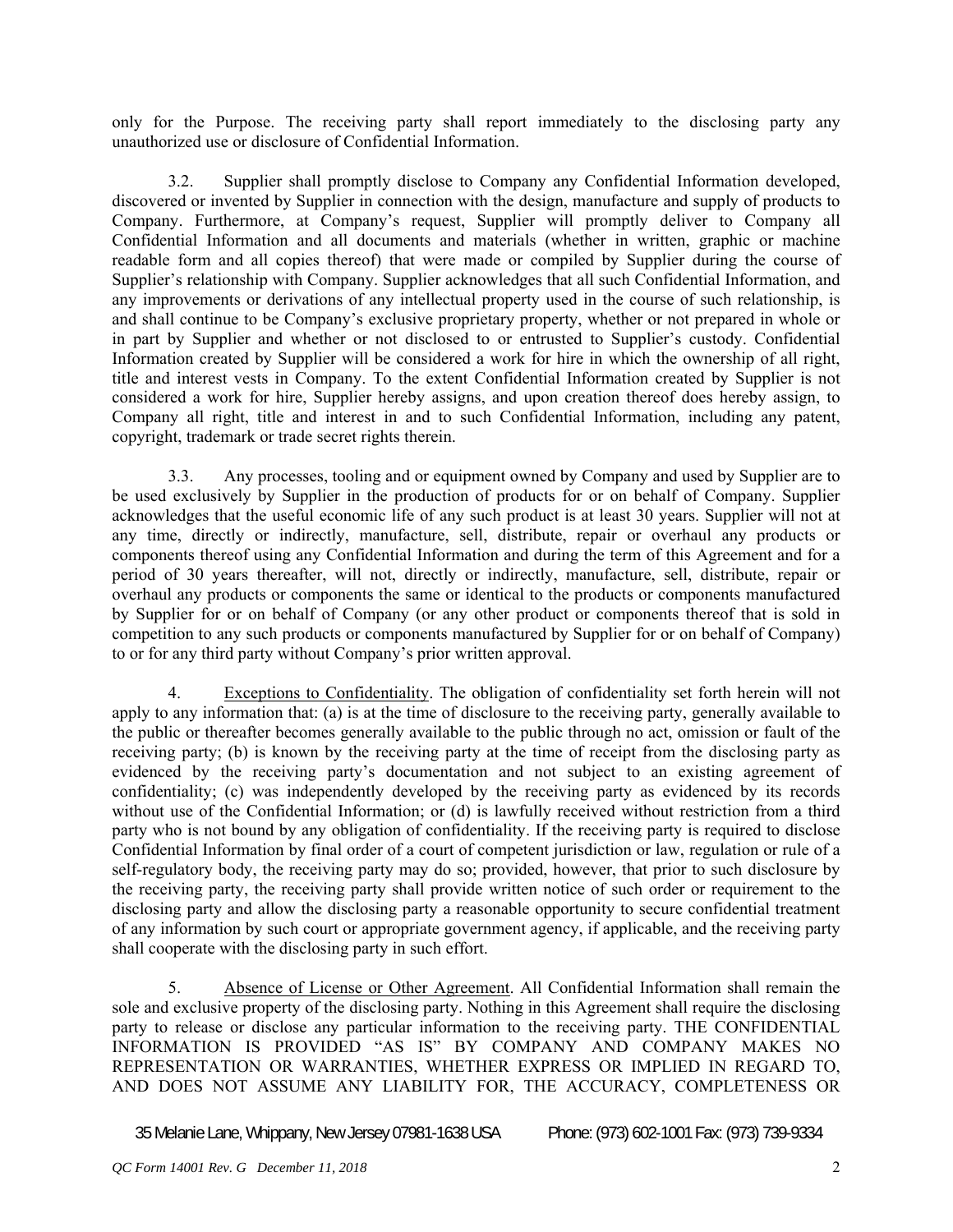only for the Purpose. The receiving party shall report immediately to the disclosing party any unauthorized use or disclosure of Confidential Information.

3.2. Supplier shall promptly disclose to Company any Confidential Information developed, discovered or invented by Supplier in connection with the design, manufacture and supply of products to Company. Furthermore, at Company's request, Supplier will promptly deliver to Company all Confidential Information and all documents and materials (whether in written, graphic or machine readable form and all copies thereof) that were made or compiled by Supplier during the course of Supplier's relationship with Company. Supplier acknowledges that all such Confidential Information, and any improvements or derivations of any intellectual property used in the course of such relationship, is and shall continue to be Company's exclusive proprietary property, whether or not prepared in whole or in part by Supplier and whether or not disclosed to or entrusted to Supplier's custody. Confidential Information created by Supplier will be considered a work for hire in which the ownership of all right, title and interest vests in Company. To the extent Confidential Information created by Supplier is not considered a work for hire, Supplier hereby assigns, and upon creation thereof does hereby assign, to Company all right, title and interest in and to such Confidential Information, including any patent, copyright, trademark or trade secret rights therein.

3.3. Any processes, tooling and or equipment owned by Company and used by Supplier are to be used exclusively by Supplier in the production of products for or on behalf of Company. Supplier acknowledges that the useful economic life of any such product is at least 30 years. Supplier will not at any time, directly or indirectly, manufacture, sell, distribute, repair or overhaul any products or components thereof using any Confidential Information and during the term of this Agreement and for a period of 30 years thereafter, will not, directly or indirectly, manufacture, sell, distribute, repair or overhaul any products or components the same or identical to the products or components manufactured by Supplier for or on behalf of Company (or any other product or components thereof that is sold in competition to any such products or components manufactured by Supplier for or on behalf of Company) to or for any third party without Company's prior written approval.

4. Exceptions to Confidentiality. The obligation of confidentiality set forth herein will not apply to any information that: (a) is at the time of disclosure to the receiving party, generally available to the public or thereafter becomes generally available to the public through no act, omission or fault of the receiving party; (b) is known by the receiving party at the time of receipt from the disclosing party as evidenced by the receiving party's documentation and not subject to an existing agreement of confidentiality; (c) was independently developed by the receiving party as evidenced by its records without use of the Confidential Information; or (d) is lawfully received without restriction from a third party who is not bound by any obligation of confidentiality. If the receiving party is required to disclose Confidential Information by final order of a court of competent jurisdiction or law, regulation or rule of a self-regulatory body, the receiving party may do so; provided, however, that prior to such disclosure by the receiving party, the receiving party shall provide written notice of such order or requirement to the disclosing party and allow the disclosing party a reasonable opportunity to secure confidential treatment of any information by such court or appropriate government agency, if applicable, and the receiving party shall cooperate with the disclosing party in such effort.

5. Absence of License or Other Agreement. All Confidential Information shall remain the sole and exclusive property of the disclosing party. Nothing in this Agreement shall require the disclosing party to release or disclose any particular information to the receiving party. THE CONFIDENTIAL INFORMATION IS PROVIDED "AS IS" BY COMPANY AND COMPANY MAKES NO REPRESENTATION OR WARRANTIES, WHETHER EXPRESS OR IMPLIED IN REGARD TO, AND DOES NOT ASSUME ANY LIABILITY FOR, THE ACCURACY, COMPLETENESS OR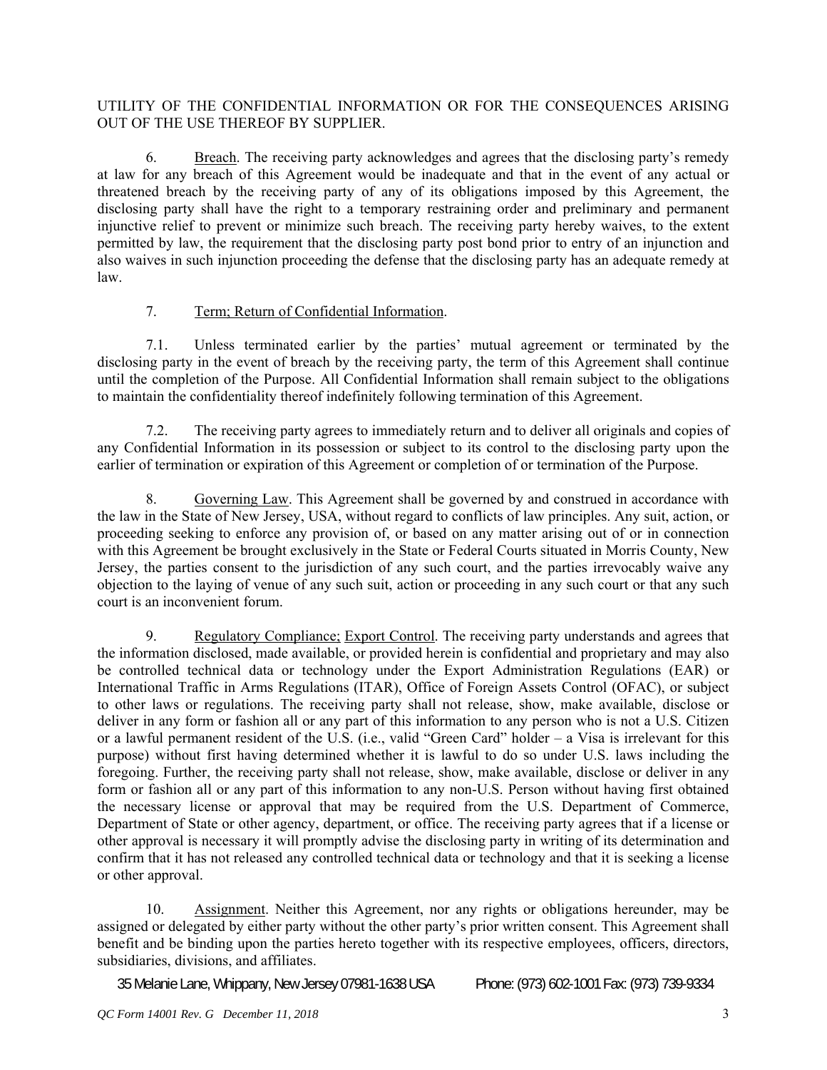UTILITY OF THE CONFIDENTIAL INFORMATION OR FOR THE CONSEQUENCES ARISING OUT OF THE USE THEREOF BY SUPPLIER.

6. Breach. The receiving party acknowledges and agrees that the disclosing party's remedy at law for any breach of this Agreement would be inadequate and that in the event of any actual or threatened breach by the receiving party of any of its obligations imposed by this Agreement, the disclosing party shall have the right to a temporary restraining order and preliminary and permanent injunctive relief to prevent or minimize such breach. The receiving party hereby waives, to the extent permitted by law, the requirement that the disclosing party post bond prior to entry of an injunction and also waives in such injunction proceeding the defense that the disclosing party has an adequate remedy at law.

7. Term; Return of Confidential Information.

7.1. Unless terminated earlier by the parties' mutual agreement or terminated by the disclosing party in the event of breach by the receiving party, the term of this Agreement shall continue until the completion of the Purpose. All Confidential Information shall remain subject to the obligations to maintain the confidentiality thereof indefinitely following termination of this Agreement.

7.2. The receiving party agrees to immediately return and to deliver all originals and copies of any Confidential Information in its possession or subject to its control to the disclosing party upon the earlier of termination or expiration of this Agreement or completion of or termination of the Purpose.

8. Governing Law. This Agreement shall be governed by and construed in accordance with the law in the State of New Jersey, USA, without regard to conflicts of law principles. Any suit, action, or proceeding seeking to enforce any provision of, or based on any matter arising out of or in connection with this Agreement be brought exclusively in the State or Federal Courts situated in Morris County, New Jersey, the parties consent to the jurisdiction of any such court, and the parties irrevocably waive any objection to the laying of venue of any such suit, action or proceeding in any such court or that any such court is an inconvenient forum.

9. Regulatory Compliance; Export Control. The receiving party understands and agrees that the information disclosed, made available, or provided herein is confidential and proprietary and may also be controlled technical data or technology under the Export Administration Regulations (EAR) or International Traffic in Arms Regulations (ITAR), Office of Foreign Assets Control (OFAC), or subject to other laws or regulations. The receiving party shall not release, show, make available, disclose or deliver in any form or fashion all or any part of this information to any person who is not a U.S. Citizen or a lawful permanent resident of the U.S. (i.e., valid "Green Card" holder – a Visa is irrelevant for this purpose) without first having determined whether it is lawful to do so under U.S. laws including the foregoing. Further, the receiving party shall not release, show, make available, disclose or deliver in any form or fashion all or any part of this information to any non-U.S. Person without having first obtained the necessary license or approval that may be required from the U.S. Department of Commerce, Department of State or other agency, department, or office. The receiving party agrees that if a license or other approval is necessary it will promptly advise the disclosing party in writing of its determination and confirm that it has not released any controlled technical data or technology and that it is seeking a license or other approval.

10. Assignment. Neither this Agreement, nor any rights or obligations hereunder, may be assigned or delegated by either party without the other party's prior written consent. This Agreement shall benefit and be binding upon the parties hereto together with its respective employees, officers, directors, subsidiaries, divisions, and affiliates.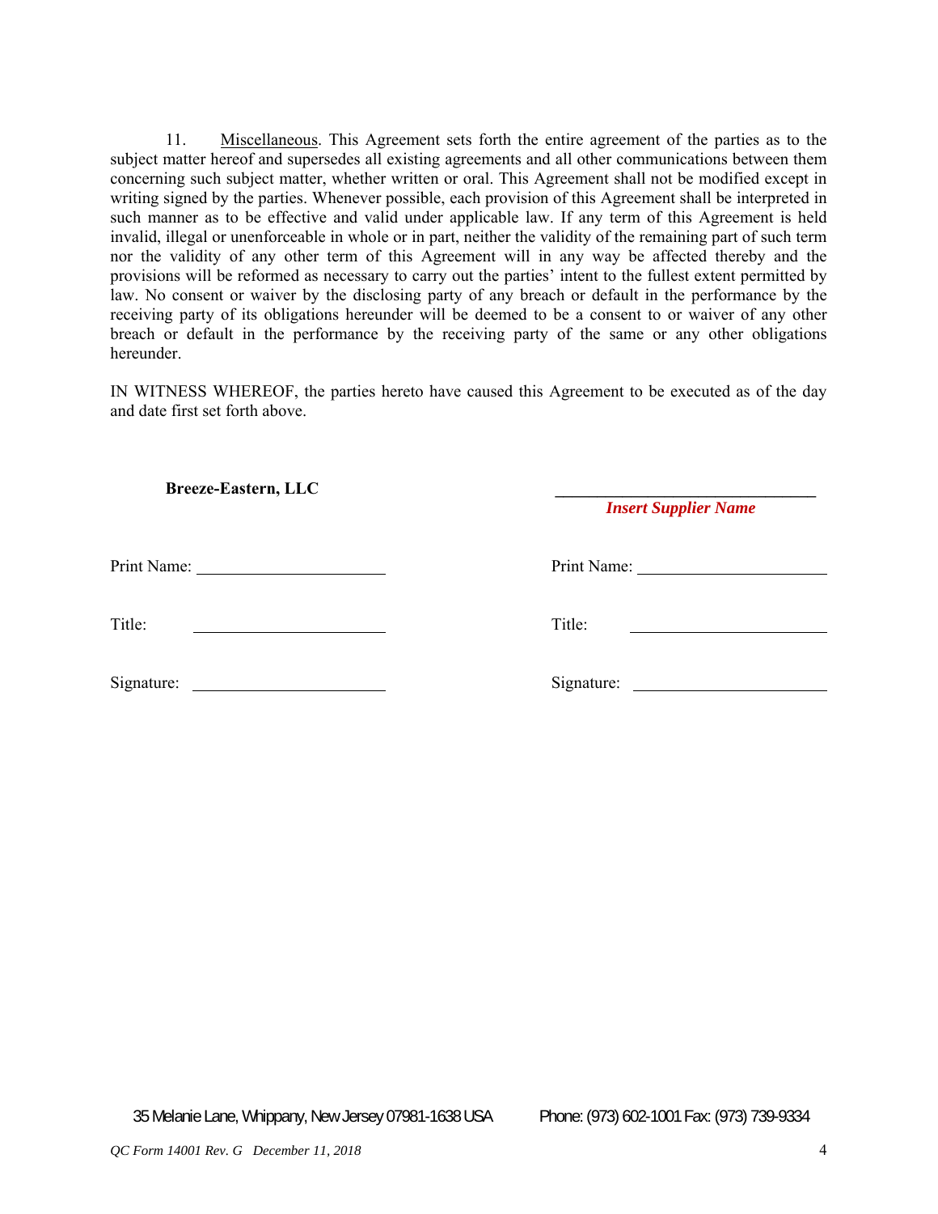11. Miscellaneous. This Agreement sets forth the entire agreement of the parties as to the subject matter hereof and supersedes all existing agreements and all other communications between them concerning such subject matter, whether written or oral. This Agreement shall not be modified except in writing signed by the parties. Whenever possible, each provision of this Agreement shall be interpreted in such manner as to be effective and valid under applicable law. If any term of this Agreement is held invalid, illegal or unenforceable in whole or in part, neither the validity of the remaining part of such term nor the validity of any other term of this Agreement will in any way be affected thereby and the provisions will be reformed as necessary to carry out the parties' intent to the fullest extent permitted by law. No consent or waiver by the disclosing party of any breach or default in the performance by the receiving party of its obligations hereunder will be deemed to be a consent to or waiver of any other breach or default in the performance by the receiving party of the same or any other obligations hereunder.

IN WITNESS WHEREOF, the parties hereto have caused this Agreement to be executed as of the day and date first set forth above.

| | |
|---|---|
| **Breeze-Eastern, LLC** | ______________________________ ***Insert Supplier Name*** |
| Print Name: ____________________ | Print Name: ____________________ |
| Title: ____________________ | Title: ____________________ |
| Signature: ____________________ | Signature: ____________________ |

35 Melanie Lane, Whippany, New Jersey 07981-1638 USA Phone: (973) 602-1001 Fax: (973) 739-9334

*QC Form 14001 Rev. G December 11, 2018*